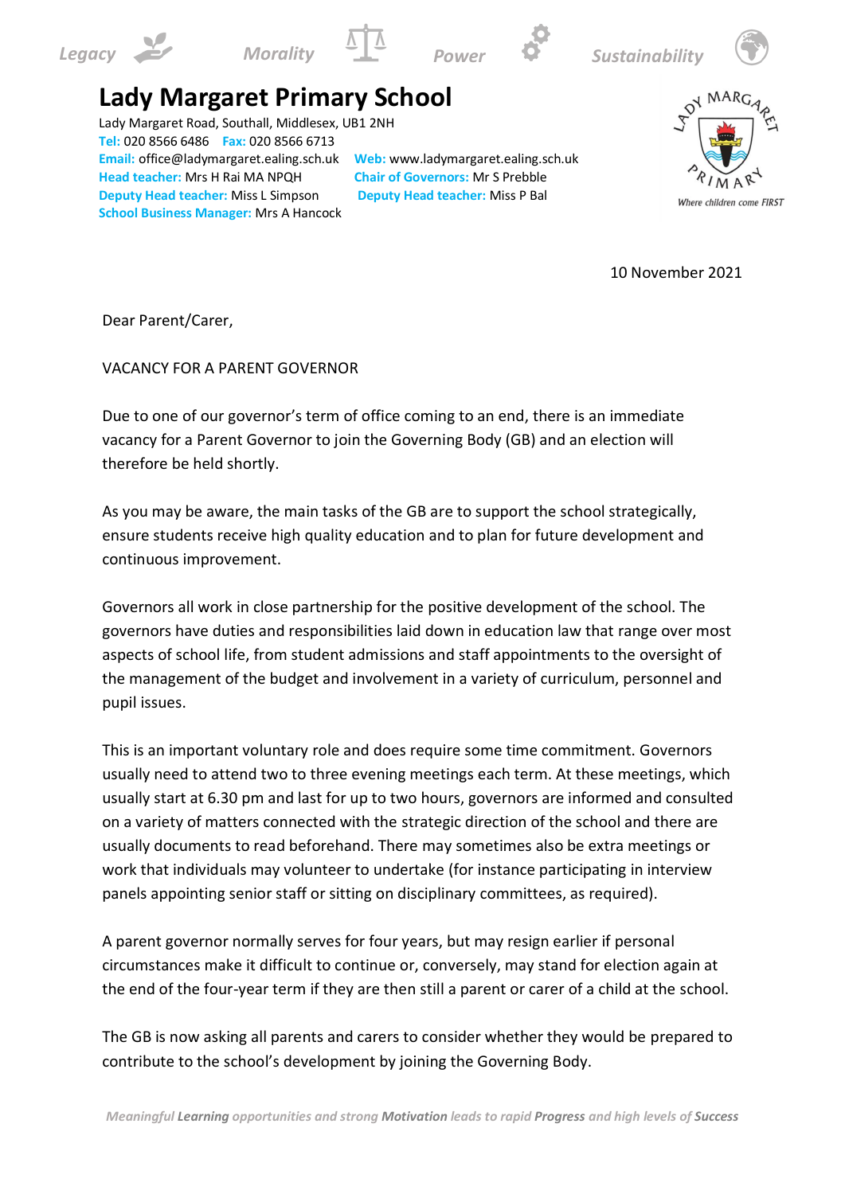Legacy Morality Power Sustainability

# Lady Margaret Primary School

Lady Margaret Road, Southall, Middlesex, UB1 2NH
**Tel:** 020 8566 6486 **Fax:** 020 8566 6713
**Email:** office@ladymargaret.ealing.sch.uk **Web:** www.ladymargaret.ealing.sch.uk
**Head teacher:** Mrs H Rai MA NPQH **Chair of Governors:** Mr S Prebble
**Deputy Head teacher:** Miss L Simpson **Deputy Head teacher:** Miss P Bal
**School Business Manager:** Mrs A Hancock

*Where children come FIRST*

10 November 2021

Dear Parent/Carer,

VACANCY FOR A PARENT GOVERNOR

Due to one of our governor's term of office coming to an end, there is an immediate vacancy for a Parent Governor to join the Governing Body (GB) and an election will therefore be held shortly.

As you may be aware, the main tasks of the GB are to support the school strategically, ensure students receive high quality education and to plan for future development and continuous improvement.

Governors all work in close partnership for the positive development of the school. The governors have duties and responsibilities laid down in education law that range over most aspects of school life, from student admissions and staff appointments to the oversight of the management of the budget and involvement in a variety of curriculum, personnel and pupil issues.

This is an important voluntary role and does require some time commitment. Governors usually need to attend two to three evening meetings each term. At these meetings, which usually start at 6.30 pm and last for up to two hours, governors are informed and consulted on a variety of matters connected with the strategic direction of the school and there are usually documents to read beforehand. There may sometimes also be extra meetings or work that individuals may volunteer to undertake (for instance participating in interview panels appointing senior staff or sitting on disciplinary committees, as required).

A parent governor normally serves for four years, but may resign earlier if personal circumstances make it difficult to continue or, conversely, may stand for election again at the end of the four-year term if they are then still a parent or carer of a child at the school.

The GB is now asking all parents and carers to consider whether they would be prepared to contribute to the school's development by joining the Governing Body.

*Meaningful **Learning** opportunities and strong **Motivation** leads to rapid **Progress** and high levels of **Success***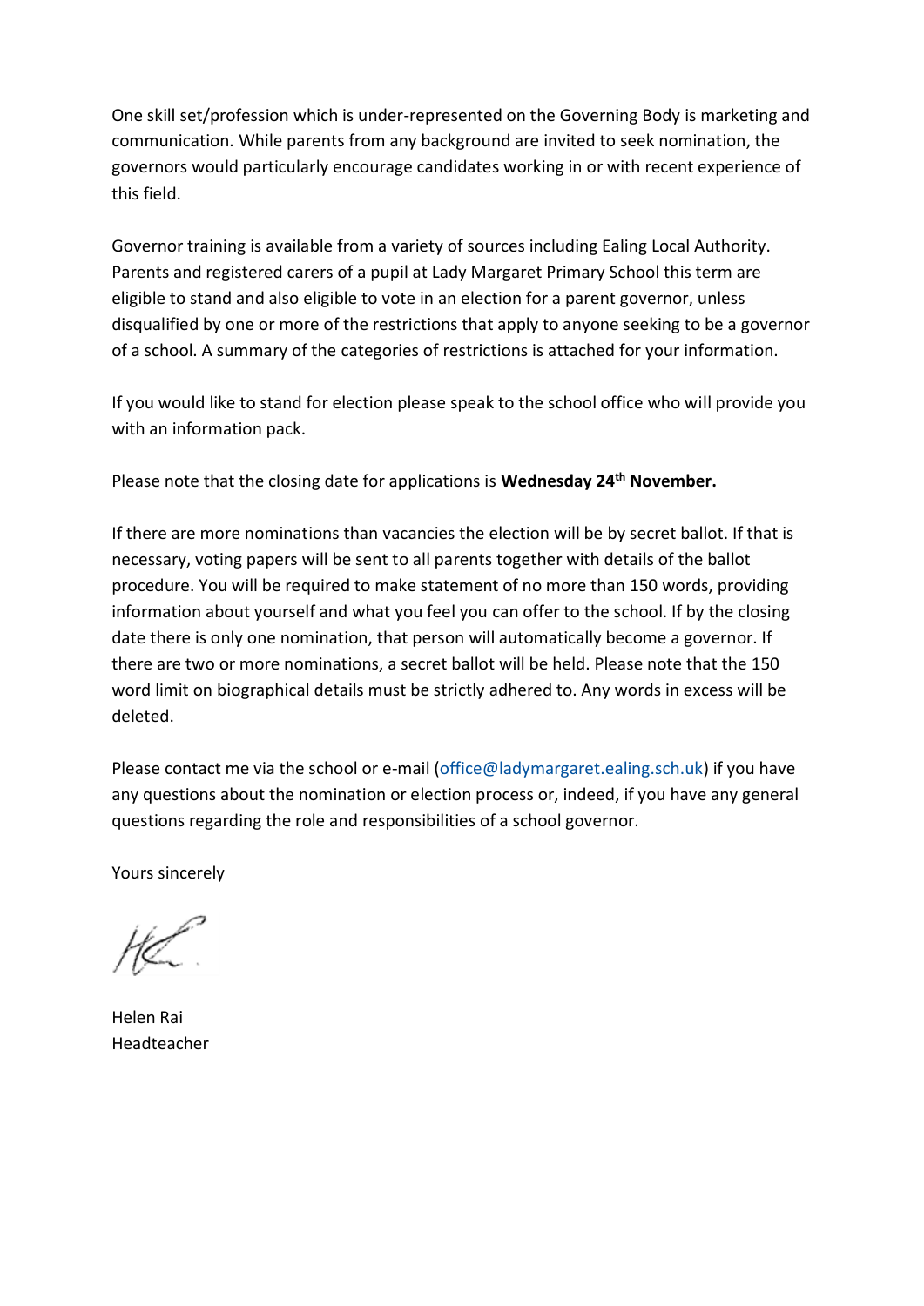One skill set/profession which is under-represented on the Governing Body is marketing and communication. While parents from any background are invited to seek nomination, the governors would particularly encourage candidates working in or with recent experience of this field.

Governor training is available from a variety of sources including Ealing Local Authority. Parents and registered carers of a pupil at Lady Margaret Primary School this term are eligible to stand and also eligible to vote in an election for a parent governor, unless disqualified by one or more of the restrictions that apply to anyone seeking to be a governor of a school. A summary of the categories of restrictions is attached for your information.

If you would like to stand for election please speak to the school office who will provide you with an information pack.

Please note that the closing date for applications is **Wednesday 24th November.**

If there are more nominations than vacancies the election will be by secret ballot. If that is necessary, voting papers will be sent to all parents together with details of the ballot procedure. You will be required to make statement of no more than 150 words, providing information about yourself and what you feel you can offer to the school. If by the closing date there is only one nomination, that person will automatically become a governor. If there are two or more nominations, a secret ballot will be held. Please note that the 150 word limit on biographical details must be strictly adhered to. Any words in excess will be deleted.

Please contact me via the school or e-mail (office@ladymargaret.ealing.sch.uk) if you have any questions about the nomination or election process or, indeed, if you have any general questions regarding the role and responsibilities of a school governor.

Yours sincerely

Helen Rai
Headteacher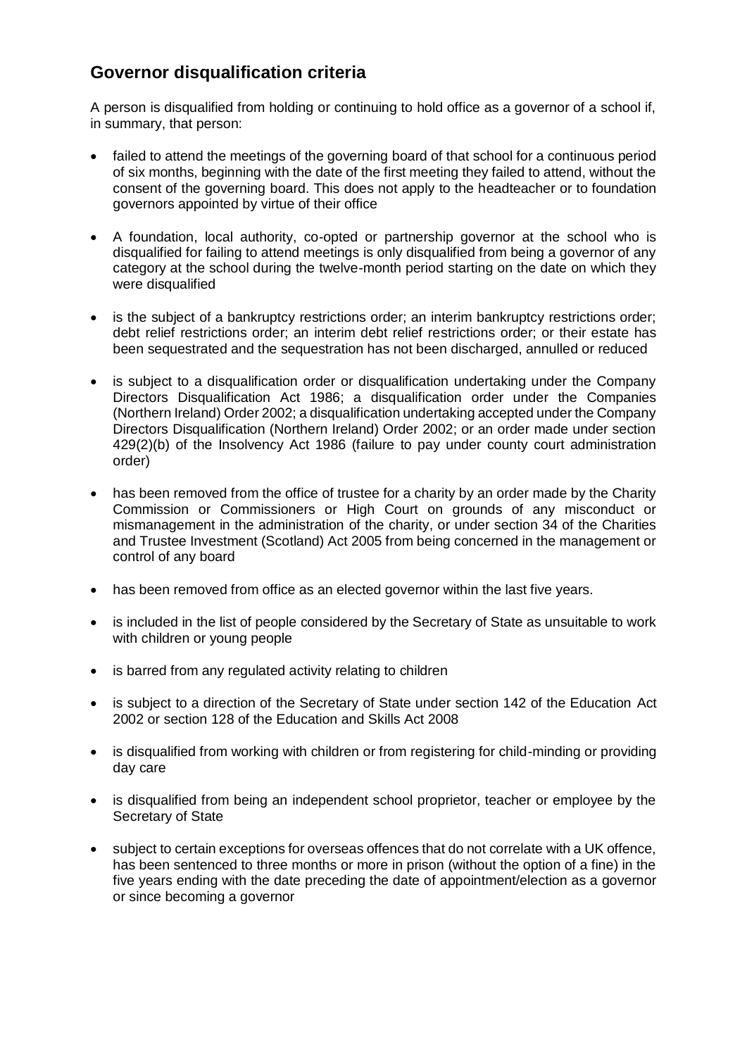## Governor disqualification criteria

A person is disqualified from holding or continuing to hold office as a governor of a school if, in summary, that person:

- failed to attend the meetings of the governing board of that school for a continuous period of six months, beginning with the date of the first meeting they failed to attend, without the consent of the governing board. This does not apply to the headteacher or to foundation governors appointed by virtue of their office
- A foundation, local authority, co-opted or partnership governor at the school who is disqualified for failing to attend meetings is only disqualified from being a governor of any category at the school during the twelve-month period starting on the date on which they were disqualified
- is the subject of a bankruptcy restrictions order; an interim bankruptcy restrictions order; debt relief restrictions order; an interim debt relief restrictions order; or their estate has been sequestrated and the sequestration has not been discharged, annulled or reduced
- is subject to a disqualification order or disqualification undertaking under the Company Directors Disqualification Act 1986; a disqualification order under the Companies (Northern Ireland) Order 2002; a disqualification undertaking accepted under the Company Directors Disqualification (Northern Ireland) Order 2002; or an order made under section 429(2)(b) of the Insolvency Act 1986 (failure to pay under county court administration order)
- has been removed from the office of trustee for a charity by an order made by the Charity Commission or Commissioners or High Court on grounds of any misconduct or mismanagement in the administration of the charity, or under section 34 of the Charities and Trustee Investment (Scotland) Act 2005 from being concerned in the management or control of any board
- has been removed from office as an elected governor within the last five years.
- is included in the list of people considered by the Secretary of State as unsuitable to work with children or young people
- is barred from any regulated activity relating to children
- is subject to a direction of the Secretary of State under section 142 of the Education Act 2002 or section 128 of the Education and Skills Act 2008
- is disqualified from working with children or from registering for child-minding or providing day care
- is disqualified from being an independent school proprietor, teacher or employee by the Secretary of State
- subject to certain exceptions for overseas offences that do not correlate with a UK offence, has been sentenced to three months or more in prison (without the option of a fine) in the five years ending with the date preceding the date of appointment/election as a governor or since becoming a governor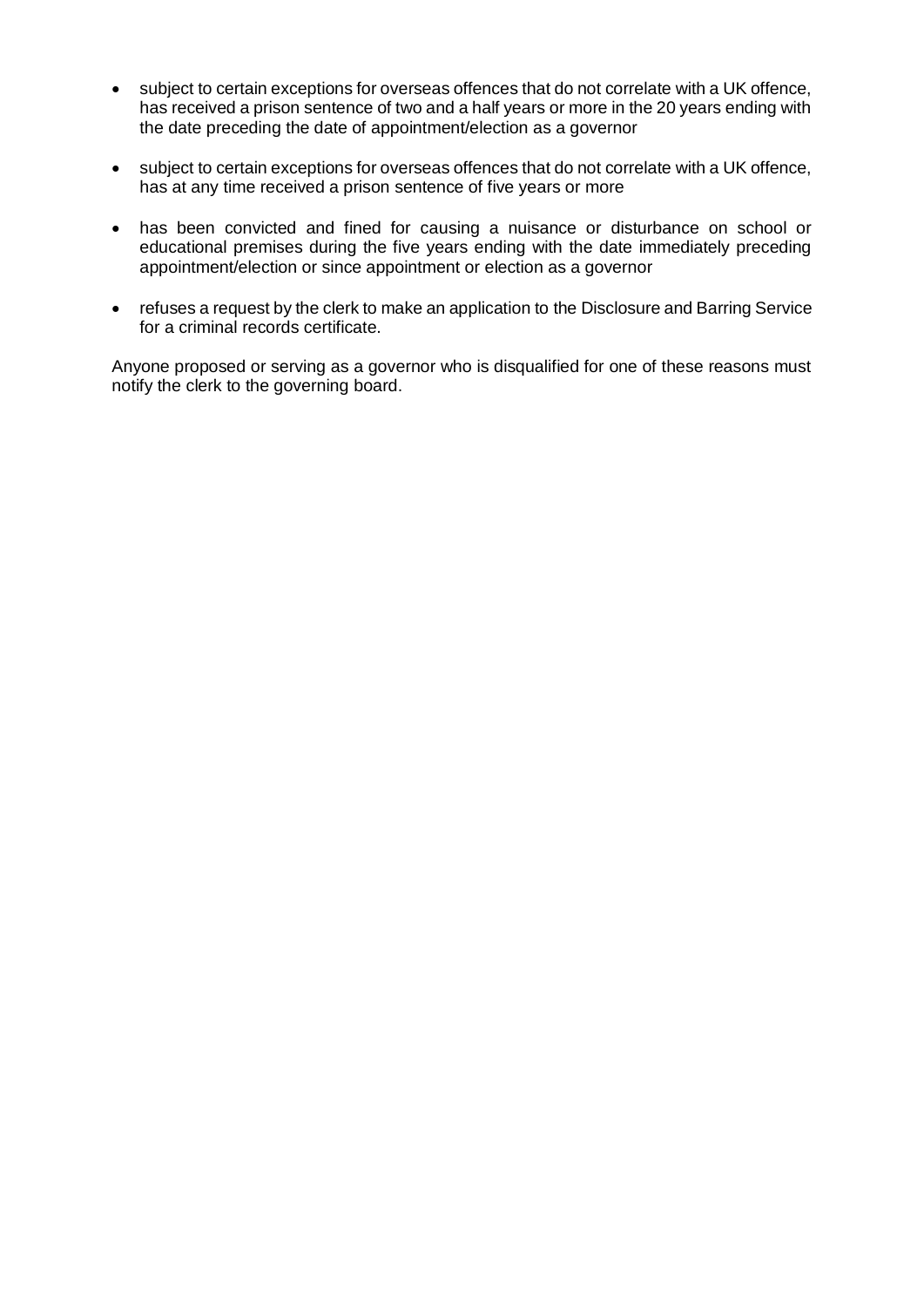- subject to certain exceptions for overseas offences that do not correlate with a UK offence, has received a prison sentence of two and a half years or more in the 20 years ending with the date preceding the date of appointment/election as a governor

- subject to certain exceptions for overseas offences that do not correlate with a UK offence, has at any time received a prison sentence of five years or more

- has been convicted and fined for causing a nuisance or disturbance on school or educational premises during the five years ending with the date immediately preceding appointment/election or since appointment or election as a governor

- refuses a request by the clerk to make an application to the Disclosure and Barring Service for a criminal records certificate.

Anyone proposed or serving as a governor who is disqualified for one of these reasons must notify the clerk to the governing board.